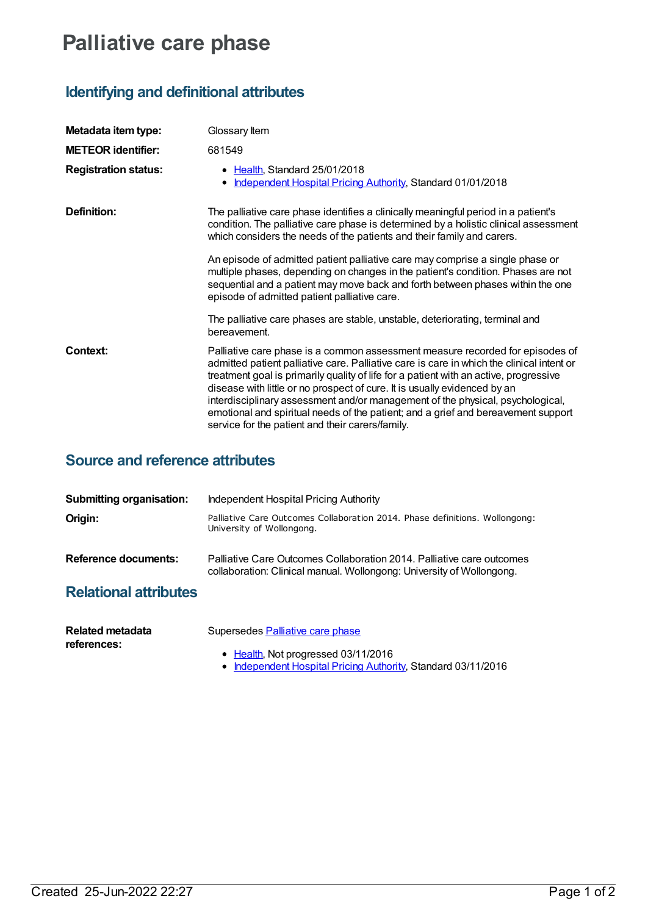# Palliative care phase

## Identifying and definitional attributes

**Metadata item type:** Glossary Item

**METEOR identifier:** 681549

**Registration status:**

- Health, Standard 25/01/2018
- Independent Hospital Pricing Authority, Standard 01/01/2018

**Definition:**

The palliative care phase identifies a clinically meaningful period in a patient's condition. The palliative care phase is determined by a holistic clinical assessment which considers the needs of the patients and their family and carers.

An episode of admitted patient palliative care may comprise a single phase or multiple phases, depending on changes in the patient's condition. Phases are not sequential and a patient may move back and forth between phases within the one episode of admitted patient palliative care.

The palliative care phases are stable, unstable, deteriorating, terminal and bereavement.

**Context:**

Palliative care phase is a common assessment measure recorded for episodes of admitted patient palliative care. Palliative care is care in which the clinical intent or treatment goal is primarily quality of life for a patient with an active, progressive disease with little or no prospect of cure. It is usually evidenced by an interdisciplinary assessment and/or management of the physical, psychological, emotional and spiritual needs of the patient; and a grief and bereavement support service for the patient and their carers/family.

## Source and reference attributes

**Submitting organisation:** Independent Hospital Pricing Authority

**Origin:** Palliative Care Outcomes Collaboration 2014. Phase definitions. Wollongong: University of Wollongong.

**Reference documents:** Palliative Care Outcomes Collaboration 2014. Palliative care outcomes collaboration: Clinical manual. Wollongong: University of Wollongong.

## Relational attributes

**Related metadata references:**

Supersedes Palliative care phase

- Health, Not progressed 03/11/2016
- Independent Hospital Pricing Authority, Standard 03/11/2016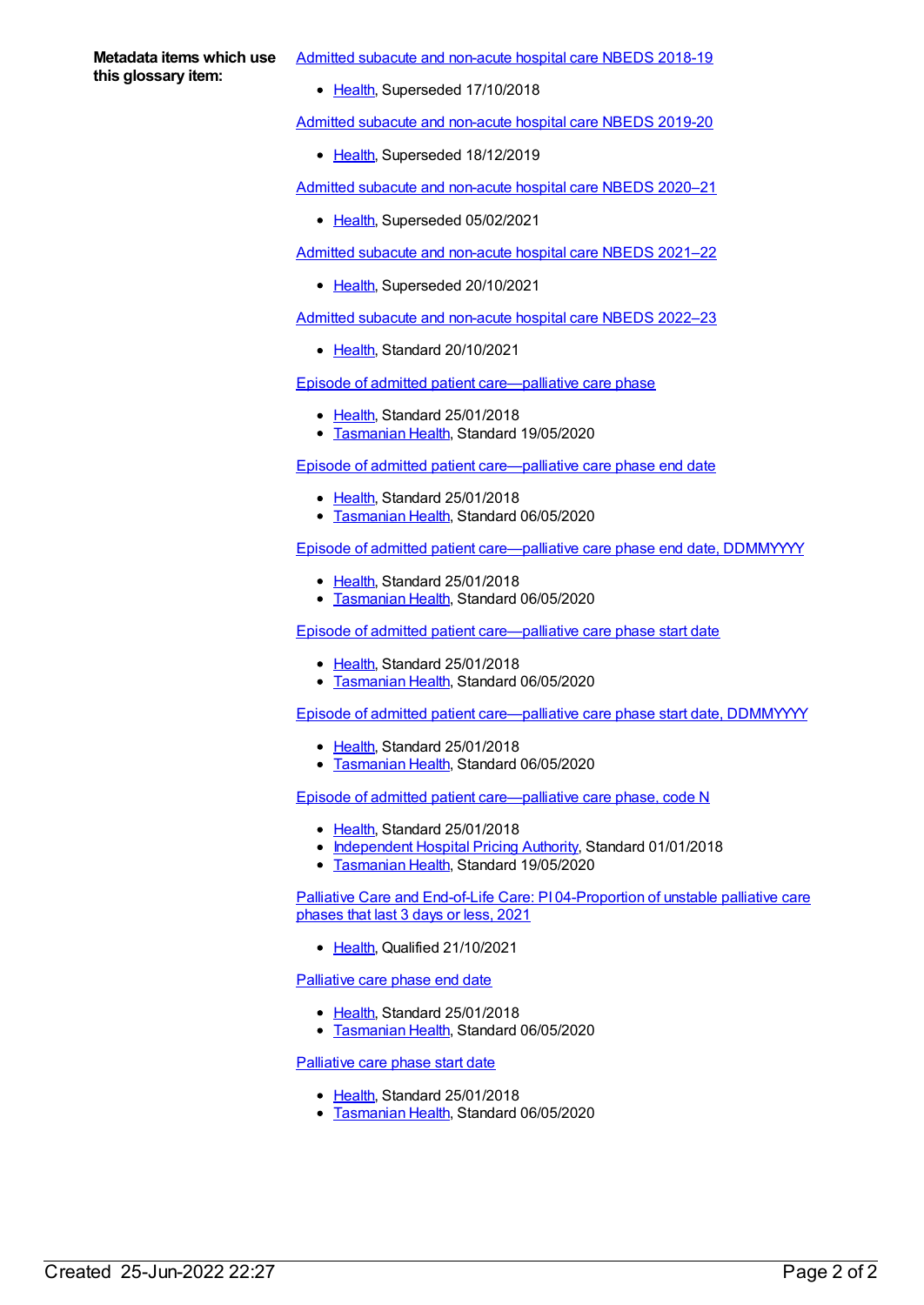**Metadata items which use this glossary item:**

Admitted subacute and non-acute hospital care NBEDS 2018-19

- Health, Superseded 17/10/2018

Admitted subacute and non-acute hospital care NBEDS 2019-20

- Health, Superseded 18/12/2019

Admitted subacute and non-acute hospital care NBEDS 2020–21

- Health, Superseded 05/02/2021

Admitted subacute and non-acute hospital care NBEDS 2021–22

- Health, Superseded 20/10/2021

Admitted subacute and non-acute hospital care NBEDS 2022–23

- Health, Standard 20/10/2021

Episode of admitted patient care—palliative care phase

- Health, Standard 25/01/2018
- Tasmanian Health, Standard 19/05/2020

Episode of admitted patient care—palliative care phase end date

- Health, Standard 25/01/2018
- Tasmanian Health, Standard 06/05/2020

Episode of admitted patient care—palliative care phase end date, DDMMYYYY

- Health, Standard 25/01/2018
- Tasmanian Health, Standard 06/05/2020

Episode of admitted patient care—palliative care phase start date

- Health, Standard 25/01/2018
- Tasmanian Health, Standard 06/05/2020

Episode of admitted patient care—palliative care phase start date, DDMMYYYY

- Health, Standard 25/01/2018
- Tasmanian Health, Standard 06/05/2020

Episode of admitted patient care—palliative care phase, code N

- Health, Standard 25/01/2018
- Independent Hospital Pricing Authority, Standard 01/01/2018
- Tasmanian Health, Standard 19/05/2020

Palliative Care and End-of-Life Care: PI 04-Proportion of unstable palliative care phases that last 3 days or less, 2021

- Health, Qualified 21/10/2021

Palliative care phase end date

- Health, Standard 25/01/2018
- Tasmanian Health, Standard 06/05/2020

Palliative care phase start date

- Health, Standard 25/01/2018
- Tasmanian Health, Standard 06/05/2020